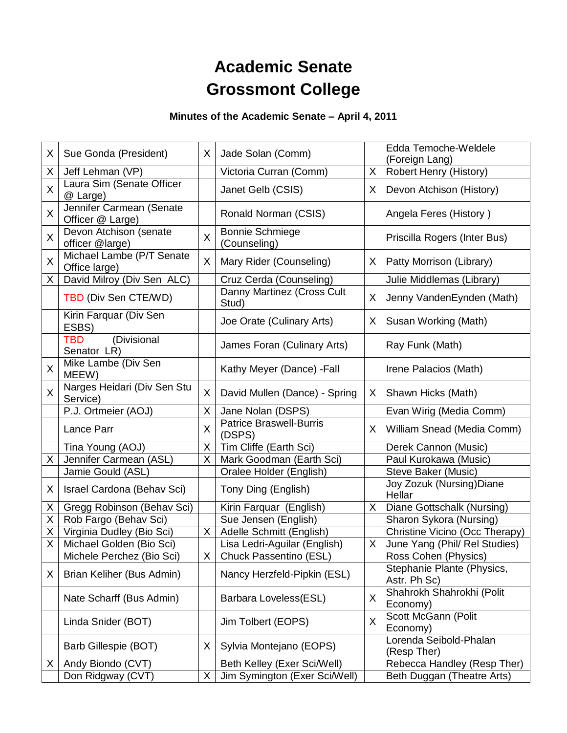# Academic Senate
# Grossmont College

**Minutes of the Academic Senate – April 4, 2011**

| | | | | | |
|---|---|---|---|---|---|
| X | Sue Gonda (President) | X | Jade Solan (Comm) | | Edda Temoche-Weldele (Foreign Lang) |
| X | Jeff Lehman (VP) | | Victoria Curran (Comm) | X | Robert Henry (History) |
| X | Laura Sim (Senate Officer @ Large) | | Janet Gelb (CSIS) | X | Devon Atchison (History) |
| X | Jennifer Carmean (Senate Officer @ Large) | | Ronald Norman (CSIS) | | Angela Feres (History ) |
| X | Devon Atchison (senate officer @large) | X | Bonnie Schmiege (Counseling) | | Priscilla Rogers (Inter Bus) |
| X | Michael Lambe (P/T Senate Office large) | X | Mary Rider (Counseling) | X | Patty Morrison (Library) |
| X | David Milroy (Div Sen ALC) | | Cruz Cerda (Counseling) | | Julie Middlemas (Library) |
| | TBD (Div Sen CTE/WD) | | Danny Martinez (Cross Cult Stud) | X | Jenny VandenEynden (Math) |
| | Kirin Farquar (Div Sen ESBS) | | Joe Orate (Culinary Arts) | X | Susan Working (Math) |
| | TBD (Divisional Senator LR) | | James Foran (Culinary Arts) | | Ray Funk (Math) |
| X | Mike Lambe (Div Sen MEEW) | | Kathy Meyer (Dance) -Fall | | Irene Palacios (Math) |
| X | Narges Heidari (Div Sen Stu Service) | X | David Mullen (Dance) - Spring | X | Shawn Hicks (Math) |
| | P.J. Ortmeier (AOJ) | X | Jane Nolan (DSPS) | | Evan Wirig (Media Comm) |
| | Lance Parr | X | Patrice Braswell-Burris (DSPS) | X | William Snead (Media Comm) |
| | Tina Young (AOJ) | X | Tim Cliffe (Earth Sci) | | Derek Cannon (Music) |
| X | Jennifer Carmean (ASL) | X | Mark Goodman (Earth Sci) | | Paul Kurokawa (Music) |
| | Jamie Gould (ASL) | | Oralee Holder (English) | | Steve Baker (Music) |
| X | Israel Cardona (Behav Sci) | | Tony Ding (English) | | Joy Zozuk (Nursing)Diane Hellar |
| X | Gregg Robinson (Behav Sci) | | Kirin Farquar (English) | X | Diane Gottschalk (Nursing) |
| X | Rob Fargo (Behav Sci) | | Sue Jensen (English) | | Sharon Sykora (Nursing) |
| X | Virginia Dudley (Bio Sci) | X | Adelle Schmitt (English) | | Christine Vicino (Occ Therapy) |
| X | Michael Golden (Bio Sci) | | Lisa Ledri-Aguilar (English) | X | June Yang (Phil/ Rel Studies) |
| | Michele Perchez (Bio Sci) | X | Chuck Passentino (ESL) | | Ross Cohen (Physics) |
| X | Brian Keliher (Bus Admin) | | Nancy Herzfeld-Pipkin (ESL) | | Stephanie Plante (Physics, Astr. Ph Sc) |
| | Nate Scharff (Bus Admin) | | Barbara Loveless(ESL) | X | Shahrokh Shahrokhi (Polit Economy) |
| | Linda Snider (BOT) | | Jim Tolbert (EOPS) | X | Scott McGann (Polit Economy) |
| | Barb Gillespie (BOT) | X | Sylvia Montejano (EOPS) | | Lorenda Seibold-Phalan (Resp Ther) |
| X | Andy Biondo (CVT) | | Beth Kelley (Exer Sci/Well) | | Rebecca Handley (Resp Ther) |
| | Don Ridgway (CVT) | X | Jim Symington (Exer Sci/Well) | | Beth Duggan (Theatre Arts) |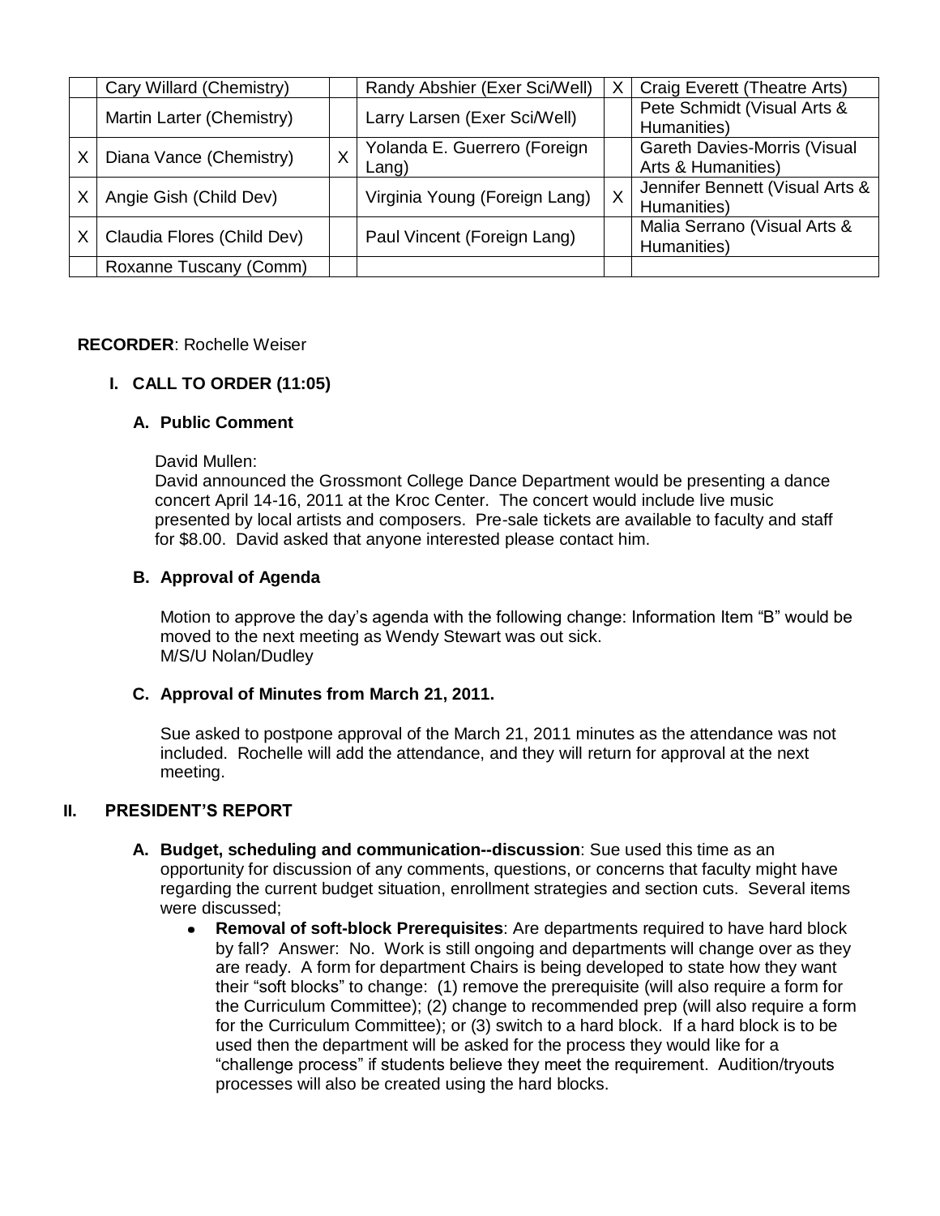|  |  |  |  |  |  |
| --- | --- | --- | --- | --- | --- |
|  | Cary Willard (Chemistry) |  | Randy Abshier (Exer Sci/Well) | X | Craig Everett (Theatre Arts) |
|  | Martin Larter (Chemistry) |  | Larry Larsen (Exer Sci/Well) |  | Pete Schmidt (Visual Arts & Humanities) |
| X | Diana Vance (Chemistry) | X | Yolanda E. Guerrero (Foreign Lang) |  | Gareth Davies-Morris (Visual Arts & Humanities) |
| X | Angie Gish (Child Dev) |  | Virginia Young (Foreign Lang) | X | Jennifer Bennett (Visual Arts & Humanities) |
| X | Claudia Flores (Child Dev) |  | Paul Vincent (Foreign Lang) |  | Malia Serrano (Visual Arts & Humanities) |
|  | Roxanne Tuscany (Comm) |  |  |  |  |

**RECORDER**: Rochelle Weiser

## I. CALL TO ORDER (11:05)

### A. Public Comment

David Mullen:
David announced the Grossmont College Dance Department would be presenting a dance concert April 14-16, 2011 at the Kroc Center. The concert would include live music presented by local artists and composers. Pre-sale tickets are available to faculty and staff for $8.00. David asked that anyone interested please contact him.

### B. Approval of Agenda

Motion to approve the day's agenda with the following change: Information Item "B" would be moved to the next meeting as Wendy Stewart was out sick.
M/S/U Nolan/Dudley

### C. Approval of Minutes from March 21, 2011.

Sue asked to postpone approval of the March 21, 2011 minutes as the attendance was not included. Rochelle will add the attendance, and they will return for approval at the next meeting.

## II. PRESIDENT'S REPORT

**A. Budget, scheduling and communication--discussion**: Sue used this time as an opportunity for discussion of any comments, questions, or concerns that faculty might have regarding the current budget situation, enrollment strategies and section cuts. Several items were discussed;

- **Removal of soft-block Prerequisites**: Are departments required to have hard block by fall? Answer: No. Work is still ongoing and departments will change over as they are ready. A form for department Chairs is being developed to state how they want their "soft blocks" to change: (1) remove the prerequisite (will also require a form for the Curriculum Committee); (2) change to recommended prep (will also require a form for the Curriculum Committee); or (3) switch to a hard block. If a hard block is to be used then the department will be asked for the process they would like for a "challenge process" if students believe they meet the requirement. Audition/tryouts processes will also be created using the hard blocks.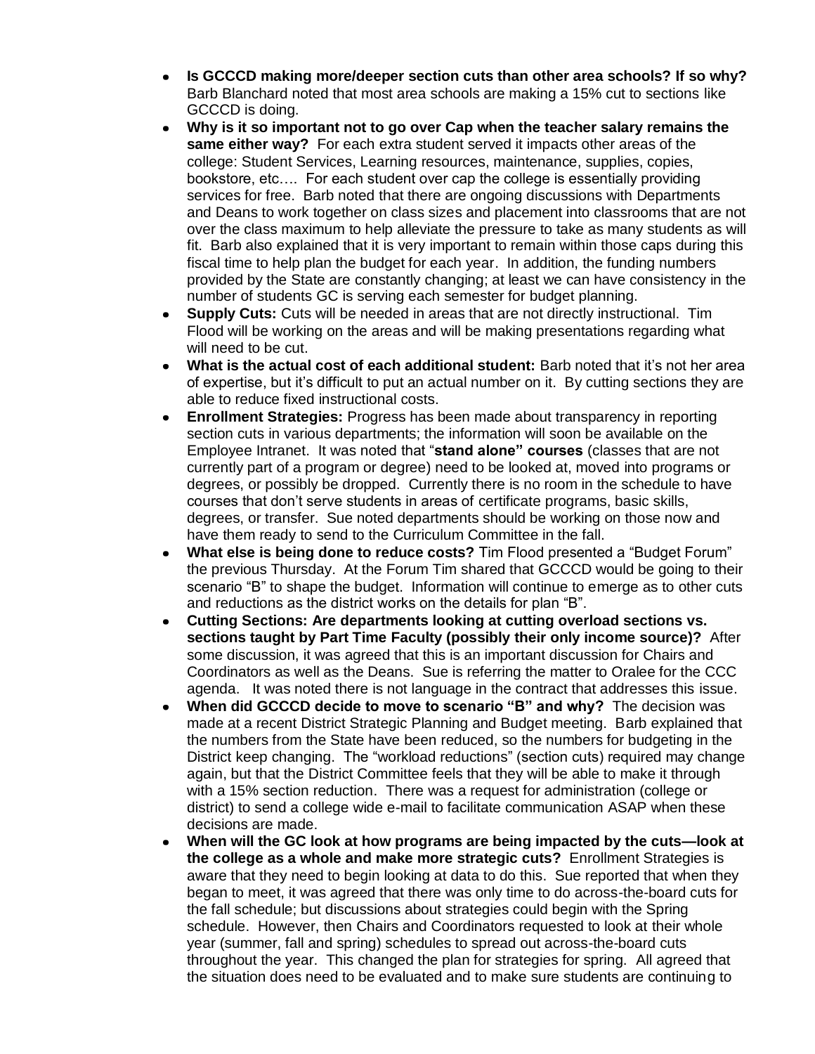- **Is GCCCD making more/deeper section cuts than other area schools? If so why?** Barb Blanchard noted that most area schools are making a 15% cut to sections like GCCCD is doing.
- **Why is it so important not to go over Cap when the teacher salary remains the same either way?** For each extra student served it impacts other areas of the college: Student Services, Learning resources, maintenance, supplies, copies, bookstore, etc…. For each student over cap the college is essentially providing services for free. Barb noted that there are ongoing discussions with Departments and Deans to work together on class sizes and placement into classrooms that are not over the class maximum to help alleviate the pressure to take as many students as will fit. Barb also explained that it is very important to remain within those caps during this fiscal time to help plan the budget for each year. In addition, the funding numbers provided by the State are constantly changing; at least we can have consistency in the number of students GC is serving each semester for budget planning.
- **Supply Cuts:** Cuts will be needed in areas that are not directly instructional. Tim Flood will be working on the areas and will be making presentations regarding what will need to be cut.
- **What is the actual cost of each additional student:** Barb noted that it's not her area of expertise, but it's difficult to put an actual number on it. By cutting sections they are able to reduce fixed instructional costs.
- **Enrollment Strategies:** Progress has been made about transparency in reporting section cuts in various departments; the information will soon be available on the Employee Intranet. It was noted that "**stand alone" courses** (classes that are not currently part of a program or degree) need to be looked at, moved into programs or degrees, or possibly be dropped. Currently there is no room in the schedule to have courses that don't serve students in areas of certificate programs, basic skills, degrees, or transfer. Sue noted departments should be working on those now and have them ready to send to the Curriculum Committee in the fall.
- **What else is being done to reduce costs?** Tim Flood presented a "Budget Forum" the previous Thursday. At the Forum Tim shared that GCCCD would be going to their scenario "B" to shape the budget. Information will continue to emerge as to other cuts and reductions as the district works on the details for plan "B".
- **Cutting Sections: Are departments looking at cutting overload sections vs. sections taught by Part Time Faculty (possibly their only income source)?** After some discussion, it was agreed that this is an important discussion for Chairs and Coordinators as well as the Deans. Sue is referring the matter to Oralee for the CCC agenda. It was noted there is not language in the contract that addresses this issue.
- **When did GCCCD decide to move to scenario "B" and why?** The decision was made at a recent District Strategic Planning and Budget meeting. Barb explained that the numbers from the State have been reduced, so the numbers for budgeting in the District keep changing. The "workload reductions" (section cuts) required may change again, but that the District Committee feels that they will be able to make it through with a 15% section reduction. There was a request for administration (college or district) to send a college wide e-mail to facilitate communication ASAP when these decisions are made.
- **When will the GC look at how programs are being impacted by the cuts—look at the college as a whole and make more strategic cuts?** Enrollment Strategies is aware that they need to begin looking at data to do this. Sue reported that when they began to meet, it was agreed that there was only time to do across-the-board cuts for the fall schedule; but discussions about strategies could begin with the Spring schedule. However, then Chairs and Coordinators requested to look at their whole year (summer, fall and spring) schedules to spread out across-the-board cuts throughout the year. This changed the plan for strategies for spring. All agreed that the situation does need to be evaluated and to make sure students are continuing to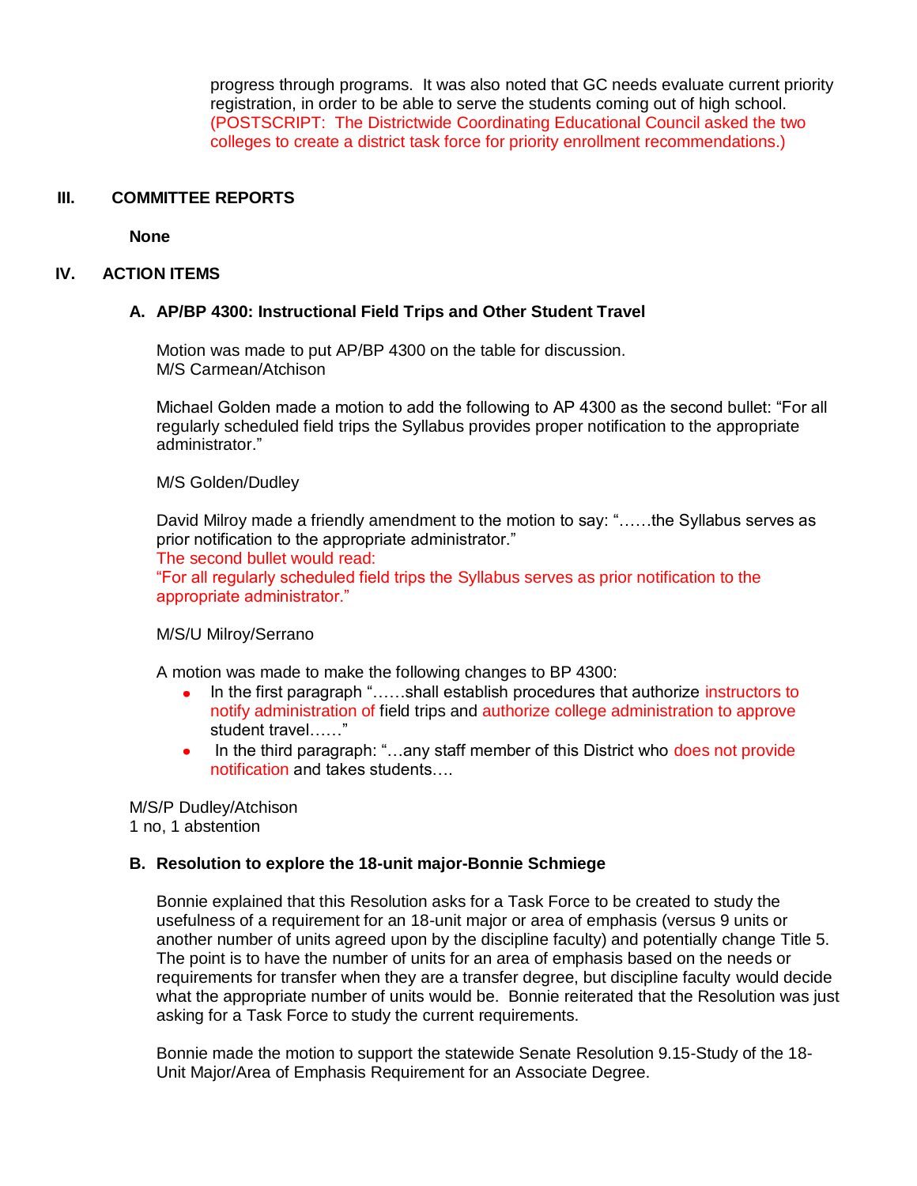progress through programs. It was also noted that GC needs evaluate current priority registration, in order to be able to serve the students coming out of high school. (POSTSCRIPT: The Districtwide Coordinating Educational Council asked the two colleges to create a district task force for priority enrollment recommendations.)

## III. COMMITTEE REPORTS

**None**

## IV. ACTION ITEMS

### A. AP/BP 4300: Instructional Field Trips and Other Student Travel

Motion was made to put AP/BP 4300 on the table for discussion.
M/S Carmean/Atchison

Michael Golden made a motion to add the following to AP 4300 as the second bullet: "For all regularly scheduled field trips the Syllabus provides proper notification to the appropriate administrator."

M/S Golden/Dudley

David Milroy made a friendly amendment to the motion to say: "……the Syllabus serves as prior notification to the appropriate administrator."
The second bullet would read:
"For all regularly scheduled field trips the Syllabus serves as prior notification to the appropriate administrator."

M/S/U Milroy/Serrano

A motion was made to make the following changes to BP 4300:

- In the first paragraph "……shall establish procedures that authorize instructors to notify administration of field trips and authorize college administration to approve student travel……"
- In the third paragraph: "…any staff member of this District who does not provide notification and takes students….

M/S/P Dudley/Atchison
1 no, 1 abstention

### B. Resolution to explore the 18-unit major-Bonnie Schmiege

Bonnie explained that this Resolution asks for a Task Force to be created to study the usefulness of a requirement for an 18-unit major or area of emphasis (versus 9 units or another number of units agreed upon by the discipline faculty) and potentially change Title 5. The point is to have the number of units for an area of emphasis based on the needs or requirements for transfer when they are a transfer degree, but discipline faculty would decide what the appropriate number of units would be. Bonnie reiterated that the Resolution was just asking for a Task Force to study the current requirements.

Bonnie made the motion to support the statewide Senate Resolution 9.15-Study of the 18-Unit Major/Area of Emphasis Requirement for an Associate Degree.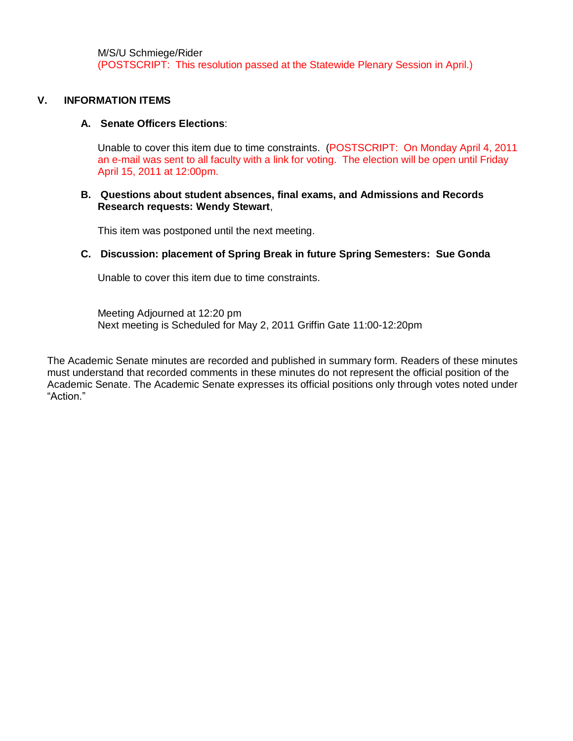M/S/U Schmiege/Rider
(POSTSCRIPT: This resolution passed at the Statewide Plenary Session in April.)

## V. INFORMATION ITEMS

### A. Senate Officers Elections:

Unable to cover this item due to time constraints. (POSTSCRIPT: On Monday April 4, 2011 an e-mail was sent to all faculty with a link for voting. The election will be open until Friday April 15, 2011 at 12:00pm.

### B. Questions about student absences, final exams, and Admissions and Records Research requests: Wendy Stewart,

This item was postponed until the next meeting.

### C. Discussion: placement of Spring Break in future Spring Semesters: Sue Gonda

Unable to cover this item due to time constraints.

Meeting Adjourned at 12:20 pm
Next meeting is Scheduled for May 2, 2011 Griffin Gate 11:00-12:20pm

The Academic Senate minutes are recorded and published in summary form. Readers of these minutes must understand that recorded comments in these minutes do not represent the official position of the Academic Senate. The Academic Senate expresses its official positions only through votes noted under "Action."